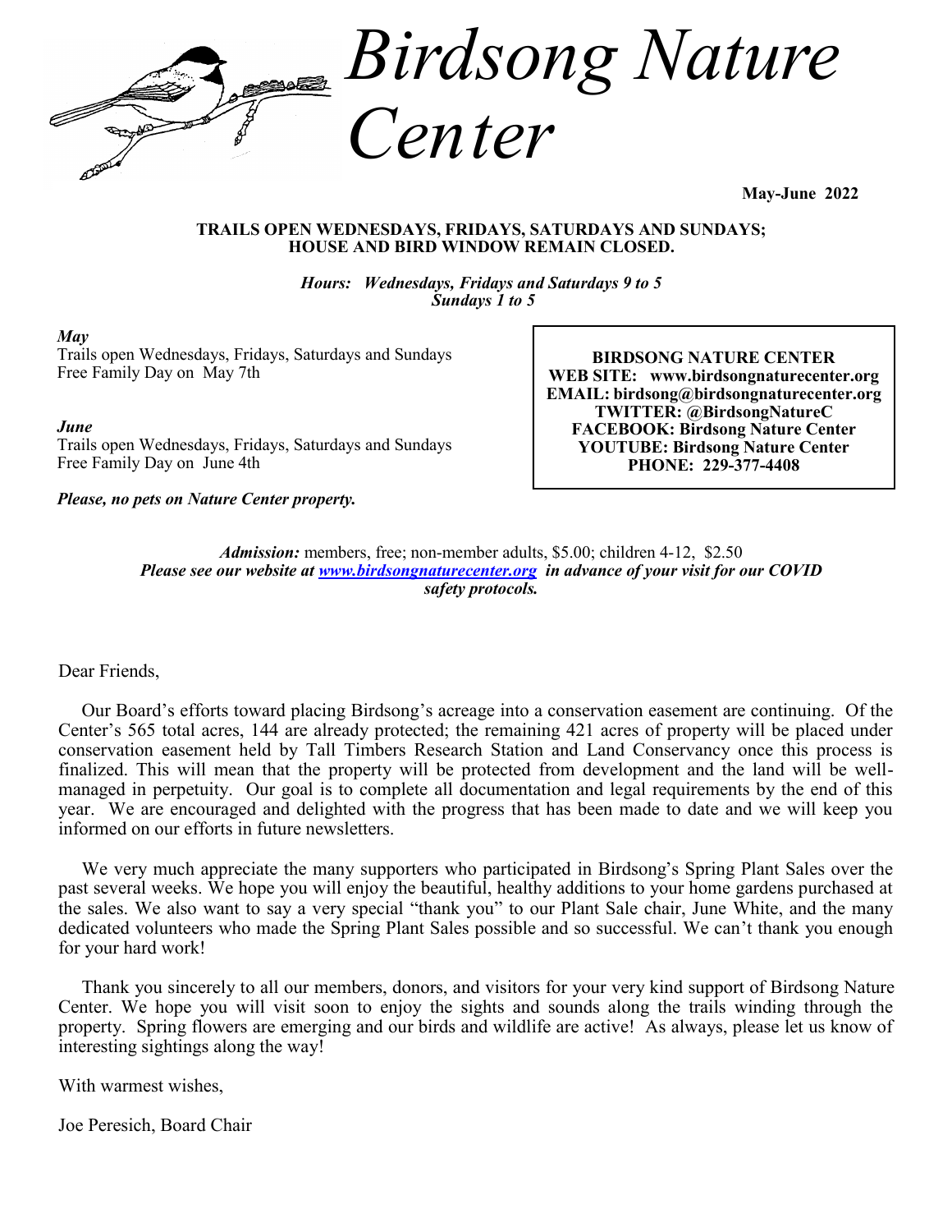# Birdsong Nature Center

**May-June 2022**

**TRAILS OPEN WEDNESDAYS, FRIDAYS, SATURDAYS AND SUNDAYS; HOUSE AND BIRD WINDOW REMAIN CLOSED.**

***Hours: Wednesdays, Fridays and Saturdays 9 to 5***
***Sundays 1 to 5***

***May***
Trails open Wednesdays, Fridays, Saturdays and Sundays
Free Family Day on May 7th

***June***
Trails open Wednesdays, Fridays, Saturdays and Sundays
Free Family Day on June 4th

***Please, no pets on Nature Center property.***

**BIRDSONG NATURE CENTER**
**WEB SITE: www.birdsongnaturecenter.org**
**EMAIL: birdsong@birdsongnaturecenter.org**
**TWITTER: @BirdsongNatureC**
**FACEBOOK: Birdsong Nature Center**
**YOUTUBE: Birdsong Nature Center**
**PHONE: 229-377-4408**

***Admission:*** members, free; non-member adults, $5.00; children 4-12, $2.50
***Please see our website at [www.birdsongnaturecenter.org](www.birdsongnaturecenter.org) in advance of your visit for our COVID safety protocols.***

Dear Friends,

Our Board's efforts toward placing Birdsong's acreage into a conservation easement are continuing. Of the Center's 565 total acres, 144 are already protected; the remaining 421 acres of property will be placed under conservation easement held by Tall Timbers Research Station and Land Conservancy once this process is finalized. This will mean that the property will be protected from development and the land will be well-managed in perpetuity. Our goal is to complete all documentation and legal requirements by the end of this year. We are encouraged and delighted with the progress that has been made to date and we will keep you informed on our efforts in future newsletters.

We very much appreciate the many supporters who participated in Birdsong's Spring Plant Sales over the past several weeks. We hope you will enjoy the beautiful, healthy additions to your home gardens purchased at the sales. We also want to say a very special "thank you" to our Plant Sale chair, June White, and the many dedicated volunteers who made the Spring Plant Sales possible and so successful. We can't thank you enough for your hard work!

Thank you sincerely to all our members, donors, and visitors for your very kind support of Birdsong Nature Center. We hope you will visit soon to enjoy the sights and sounds along the trails winding through the property. Spring flowers are emerging and our birds and wildlife are active! As always, please let us know of interesting sightings along the way!

With warmest wishes,

Joe Peresich, Board Chair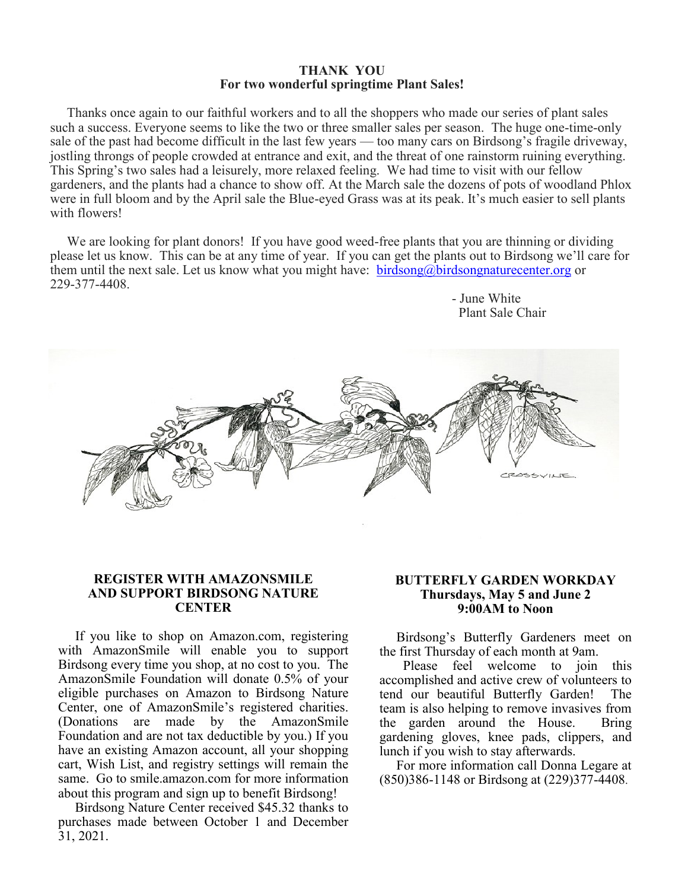## THANK YOU
**For two wonderful springtime Plant Sales!**

Thanks once again to our faithful workers and to all the shoppers who made our series of plant sales such a success. Everyone seems to like the two or three smaller sales per season. The huge one-time-only sale of the past had become difficult in the last few years — too many cars on Birdsong's fragile driveway, jostling throngs of people crowded at entrance and exit, and the threat of one rainstorm ruining everything. This Spring's two sales had a leisurely, more relaxed feeling. We had time to visit with our fellow gardeners, and the plants had a chance to show off. At the March sale the dozens of pots of woodland Phlox were in full bloom and by the April sale the Blue-eyed Grass was at its peak. It's much easier to sell plants with flowers!

We are looking for plant donors! If you have good weed-free plants that you are thinning or dividing please let us know. This can be at any time of year. If you can get the plants out to Birdsong we'll care for them until the next sale. Let us know what you might have: birdsong@birdsongnaturecenter.org or 229-377-4408.

- June White
Plant Sale Chair

CROSSVINE

## REGISTER WITH AMAZONSMILE AND SUPPORT BIRDSONG NATURE CENTER

If you like to shop on Amazon.com, registering with AmazonSmile will enable you to support Birdsong every time you shop, at no cost to you. The AmazonSmile Foundation will donate 0.5% of your eligible purchases on Amazon to Birdsong Nature Center, one of AmazonSmile's registered charities. (Donations are made by the AmazonSmile Foundation and are not tax deductible by you.) If you have an existing Amazon account, all your shopping cart, Wish List, and registry settings will remain the same. Go to smile.amazon.com for more information about this program and sign up to benefit Birdsong!

Birdsong Nature Center received $45.32 thanks to purchases made between October 1 and December 31, 2021.

## BUTTERFLY GARDEN WORKDAY
**Thursdays, May 5 and June 2**
**9:00AM to Noon**

Birdsong's Butterfly Gardeners meet on the first Thursday of each month at 9am.

Please feel welcome to join this accomplished and active crew of volunteers to tend our beautiful Butterfly Garden! The team is also helping to remove invasives from the garden around the House. Bring gardening gloves, knee pads, clippers, and lunch if you wish to stay afterwards.

For more information call Donna Legare at (850)386-1148 or Birdsong at (229)377-4408.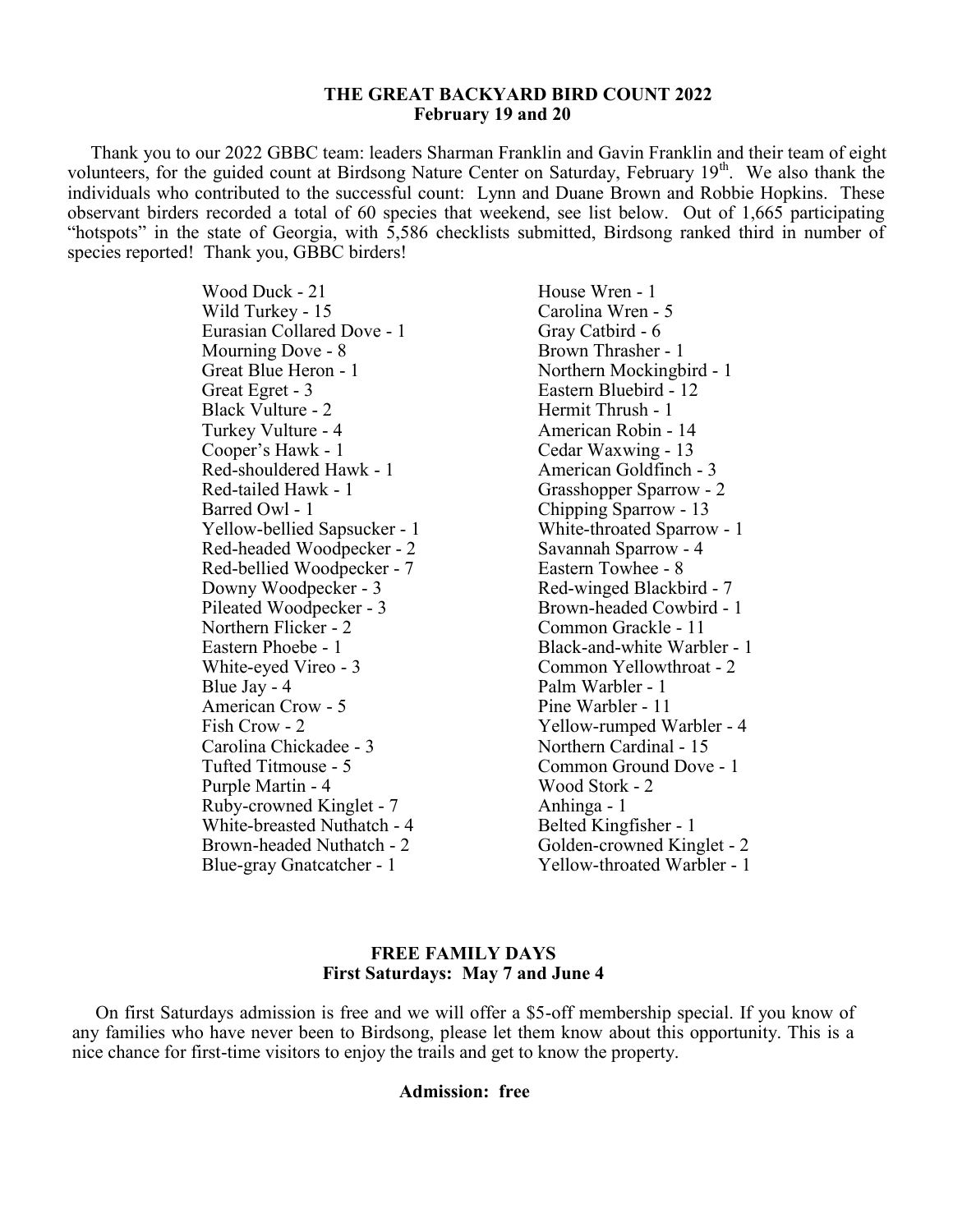## THE GREAT BACKYARD BIRD COUNT 2022
### February 19 and 20

Thank you to our 2022 GBBC team: leaders Sharman Franklin and Gavin Franklin and their team of eight volunteers, for the guided count at Birdsong Nature Center on Saturday, February 19th. We also thank the individuals who contributed to the successful count: Lynn and Duane Brown and Robbie Hopkins. These observant birders recorded a total of 60 species that weekend, see list below. Out of 1,665 participating "hotspots" in the state of Georgia, with 5,586 checklists submitted, Birdsong ranked third in number of species reported! Thank you, GBBC birders!

- Wood Duck - 21
- Wild Turkey - 15
- Eurasian Collared Dove - 1
- Mourning Dove - 8
- Great Blue Heron - 1
- Great Egret - 3
- Black Vulture - 2
- Turkey Vulture - 4
- Cooper's Hawk - 1
- Red-shouldered Hawk - 1
- Red-tailed Hawk - 1
- Barred Owl - 1
- Yellow-bellied Sapsucker - 1
- Red-headed Woodpecker - 2
- Red-bellied Woodpecker - 7
- Downy Woodpecker - 3
- Pileated Woodpecker - 3
- Northern Flicker - 2
- Eastern Phoebe - 1
- White-eyed Vireo - 3
- Blue Jay - 4
- American Crow - 5
- Fish Crow - 2
- Carolina Chickadee - 3
- Tufted Titmouse - 5
- Purple Martin - 4
- Ruby-crowned Kinglet - 7
- White-breasted Nuthatch - 4
- Brown-headed Nuthatch - 2
- Blue-gray Gnatcatcher - 1
- House Wren - 1
- Carolina Wren - 5
- Gray Catbird - 6
- Brown Thrasher - 1
- Northern Mockingbird - 1
- Eastern Bluebird - 12
- Hermit Thrush - 1
- American Robin - 14
- Cedar Waxwing - 13
- American Goldfinch - 3
- Grasshopper Sparrow - 2
- Chipping Sparrow - 13
- White-throated Sparrow - 1
- Savannah Sparrow - 4
- Eastern Towhee - 8
- Red-winged Blackbird - 7
- Brown-headed Cowbird - 1
- Common Grackle - 11
- Black-and-white Warbler - 1
- Common Yellowthroat - 2
- Palm Warbler - 1
- Pine Warbler - 11
- Yellow-rumped Warbler - 4
- Northern Cardinal - 15
- Common Ground Dove - 1
- Wood Stork - 2
- Anhinga - 1
- Belted Kingfisher - 1
- Golden-crowned Kinglet - 2
- Yellow-throated Warbler - 1

## FREE FAMILY DAYS
### First Saturdays: May 7 and June 4

On first Saturdays admission is free and we will offer a $5-off membership special. If you know of any families who have never been to Birdsong, please let them know about this opportunity. This is a nice chance for first-time visitors to enjoy the trails and get to know the property.

**Admission: free**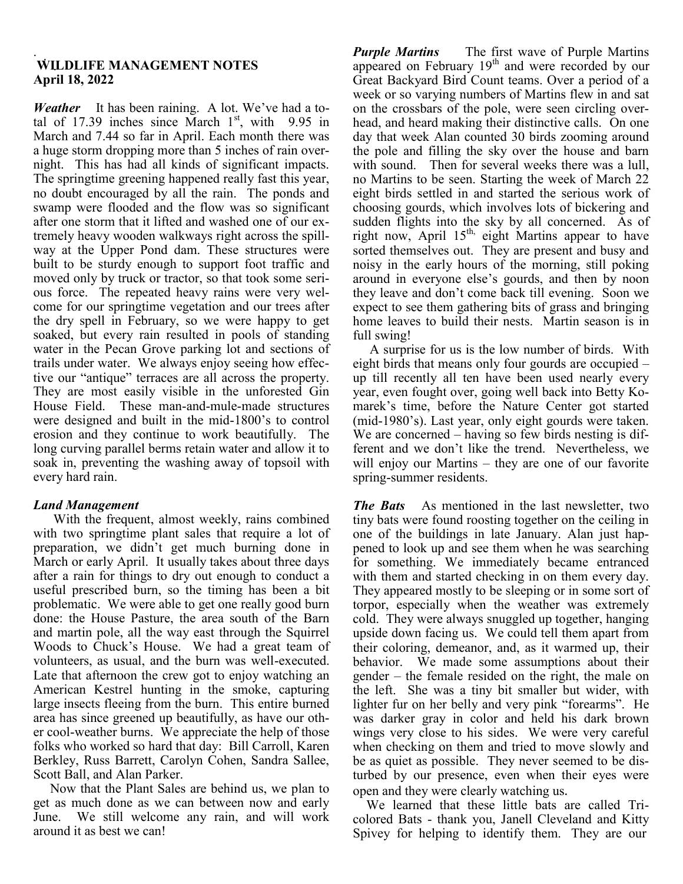## WILDLIFE MANAGEMENT NOTES
**April 18, 2022**

***Weather*** It has been raining. A lot. We've had a total of 17.39 inches since March 1st, with 9.95 in March and 7.44 so far in April. Each month there was a huge storm dropping more than 5 inches of rain overnight. This has had all kinds of significant impacts. The springtime greening happened really fast this year, no doubt encouraged by all the rain. The ponds and swamp were flooded and the flow was so significant after one storm that it lifted and washed one of our extremely heavy wooden walkways right across the spillway at the Upper Pond dam. These structures were built to be sturdy enough to support foot traffic and moved only by truck or tractor, so that took some serious force. The repeated heavy rains were very welcome for our springtime vegetation and our trees after the dry spell in February, so we were happy to get soaked, but every rain resulted in pools of standing water in the Pecan Grove parking lot and sections of trails under water. We always enjoy seeing how effective our "antique" terraces are all across the property. They are most easily visible in the unforested Gin House Field. These man-and-mule-made structures were designed and built in the mid-1800's to control erosion and they continue to work beautifully. The long curving parallel berms retain water and allow it to soak in, preventing the washing away of topsoil with every hard rain.

***Land Management***

With the frequent, almost weekly, rains combined with two springtime plant sales that require a lot of preparation, we didn't get much burning done in March or early April. It usually takes about three days after a rain for things to dry out enough to conduct a useful prescribed burn, so the timing has been a bit problematic. We were able to get one really good burn done: the House Pasture, the area south of the Barn and martin pole, all the way east through the Squirrel Woods to Chuck's House. We had a great team of volunteers, as usual, and the burn was well-executed. Late that afternoon the crew got to enjoy watching an American Kestrel hunting in the smoke, capturing large insects fleeing from the burn. This entire burned area has since greened up beautifully, as have our other cool-weather burns. We appreciate the help of those folks who worked so hard that day: Bill Carroll, Karen Berkley, Russ Barrett, Carolyn Cohen, Sandra Sallee, Scott Ball, and Alan Parker.

Now that the Plant Sales are behind us, we plan to get as much done as we can between now and early June. We still welcome any rain, and will work around it as best we can!

***Purple Martins*** The first wave of Purple Martins appeared on February 19th and were recorded by our Great Backyard Bird Count teams. Over a period of a week or so varying numbers of Martins flew in and sat on the crossbars of the pole, were seen circling overhead, and heard making their distinctive calls. On one day that week Alan counted 30 birds zooming around the pole and filling the sky over the house and barn with sound. Then for several weeks there was a lull, no Martins to be seen. Starting the week of March 22 eight birds settled in and started the serious work of choosing gourds, which involves lots of bickering and sudden flights into the sky by all concerned. As of right now, April 15th, eight Martins appear to have sorted themselves out. They are present and busy and noisy in the early hours of the morning, still poking around in everyone else's gourds, and then by noon they leave and don't come back till evening. Soon we expect to see them gathering bits of grass and bringing home leaves to build their nests. Martin season is in full swing!

A surprise for us is the low number of birds. With eight birds that means only four gourds are occupied – up till recently all ten have been used nearly every year, even fought over, going well back into Betty Komarek's time, before the Nature Center got started (mid-1980's). Last year, only eight gourds were taken. We are concerned – having so few birds nesting is different and we don't like the trend. Nevertheless, we will enjoy our Martins – they are one of our favorite spring-summer residents.

***The Bats*** As mentioned in the last newsletter, two tiny bats were found roosting together on the ceiling in one of the buildings in late January. Alan just happened to look up and see them when he was searching for something. We immediately became entranced with them and started checking in on them every day. They appeared mostly to be sleeping or in some sort of torpor, especially when the weather was extremely cold. They were always snuggled up together, hanging upside down facing us. We could tell them apart from their coloring, demeanor, and, as it warmed up, their behavior. We made some assumptions about their gender – the female resided on the right, the male on the left. She was a tiny bit smaller but wider, with lighter fur on her belly and very pink "forearms". He was darker gray in color and held his dark brown wings very close to his sides. We were very careful when checking on them and tried to move slowly and be as quiet as possible. They never seemed to be disturbed by our presence, even when their eyes were open and they were clearly watching us.

We learned that these little bats are called Tri-colored Bats - thank you, Janell Cleveland and Kitty Spivey for helping to identify them. They are our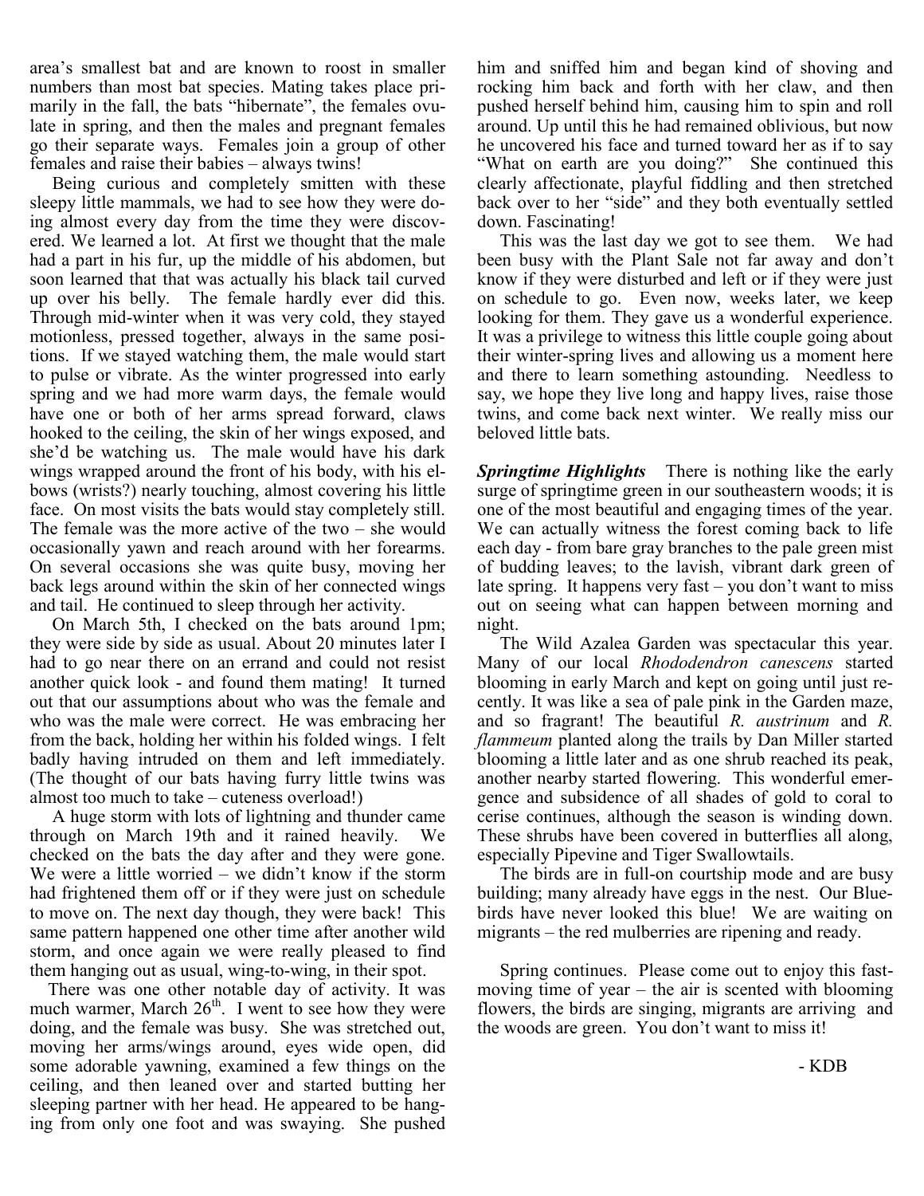area's smallest bat and are known to roost in smaller numbers than most bat species. Mating takes place primarily in the fall, the bats "hibernate", the females ovulate in spring, and then the males and pregnant females go their separate ways. Females join a group of other females and raise their babies – always twins!

Being curious and completely smitten with these sleepy little mammals, we had to see how they were doing almost every day from the time they were discovered. We learned a lot. At first we thought that the male had a part in his fur, up the middle of his abdomen, but soon learned that that was actually his black tail curved up over his belly. The female hardly ever did this. Through mid-winter when it was very cold, they stayed motionless, pressed together, always in the same positions. If we stayed watching them, the male would start to pulse or vibrate. As the winter progressed into early spring and we had more warm days, the female would have one or both of her arms spread forward, claws hooked to the ceiling, the skin of her wings exposed, and she'd be watching us. The male would have his dark wings wrapped around the front of his body, with his elbows (wrists?) nearly touching, almost covering his little face. On most visits the bats would stay completely still. The female was the more active of the two – she would occasionally yawn and reach around with her forearms. On several occasions she was quite busy, moving her back legs around within the skin of her connected wings and tail. He continued to sleep through her activity.

On March 5th, I checked on the bats around 1pm; they were side by side as usual. About 20 minutes later I had to go near there on an errand and could not resist another quick look - and found them mating! It turned out that our assumptions about who was the female and who was the male were correct. He was embracing her from the back, holding her within his folded wings. I felt badly having intruded on them and left immediately. (The thought of our bats having furry little twins was almost too much to take – cuteness overload!)

A huge storm with lots of lightning and thunder came through on March 19th and it rained heavily. We checked on the bats the day after and they were gone. We were a little worried – we didn't know if the storm had frightened them off or if they were just on schedule to move on. The next day though, they were back! This same pattern happened one other time after another wild storm, and once again we were really pleased to find them hanging out as usual, wing-to-wing, in their spot.

There was one other notable day of activity. It was much warmer, March 26th. I went to see how they were doing, and the female was busy. She was stretched out, moving her arms/wings around, eyes wide open, did some adorable yawning, examined a few things on the ceiling, and then leaned over and started butting her sleeping partner with her head. He appeared to be hanging from only one foot and was swaying. She pushed him and sniffed him and began kind of shoving and rocking him back and forth with her claw, and then pushed herself behind him, causing him to spin and roll around. Up until this he had remained oblivious, but now he uncovered his face and turned toward her as if to say "What on earth are you doing?" She continued this clearly affectionate, playful fiddling and then stretched back over to her "side" and they both eventually settled down. Fascinating!

This was the last day we got to see them. We had been busy with the Plant Sale not far away and don't know if they were disturbed and left or if they were just on schedule to go. Even now, weeks later, we keep looking for them. They gave us a wonderful experience. It was a privilege to witness this little couple going about their winter-spring lives and allowing us a moment here and there to learn something astounding. Needless to say, we hope they live long and happy lives, raise those twins, and come back next winter. We really miss our beloved little bats.

***Springtime Highlights*** There is nothing like the early surge of springtime green in our southeastern woods; it is one of the most beautiful and engaging times of the year. We can actually witness the forest coming back to life each day - from bare gray branches to the pale green mist of budding leaves; to the lavish, vibrant dark green of late spring. It happens very fast – you don't want to miss out on seeing what can happen between morning and night.

The Wild Azalea Garden was spectacular this year. Many of our local *Rhododendron canescens* started blooming in early March and kept on going until just recently. It was like a sea of pale pink in the Garden maze, and so fragrant! The beautiful *R. austrinum* and *R. flammeum* planted along the trails by Dan Miller started blooming a little later and as one shrub reached its peak, another nearby started flowering. This wonderful emergence and subsidence of all shades of gold to coral to cerise continues, although the season is winding down. These shrubs have been covered in butterflies all along, especially Pipevine and Tiger Swallowtails.

The birds are in full-on courtship mode and are busy building; many already have eggs in the nest. Our Bluebirds have never looked this blue! We are waiting on migrants – the red mulberries are ripening and ready.

Spring continues. Please come out to enjoy this fast-moving time of year – the air is scented with blooming flowers, the birds are singing, migrants are arriving and the woods are green. You don't want to miss it!

- KDB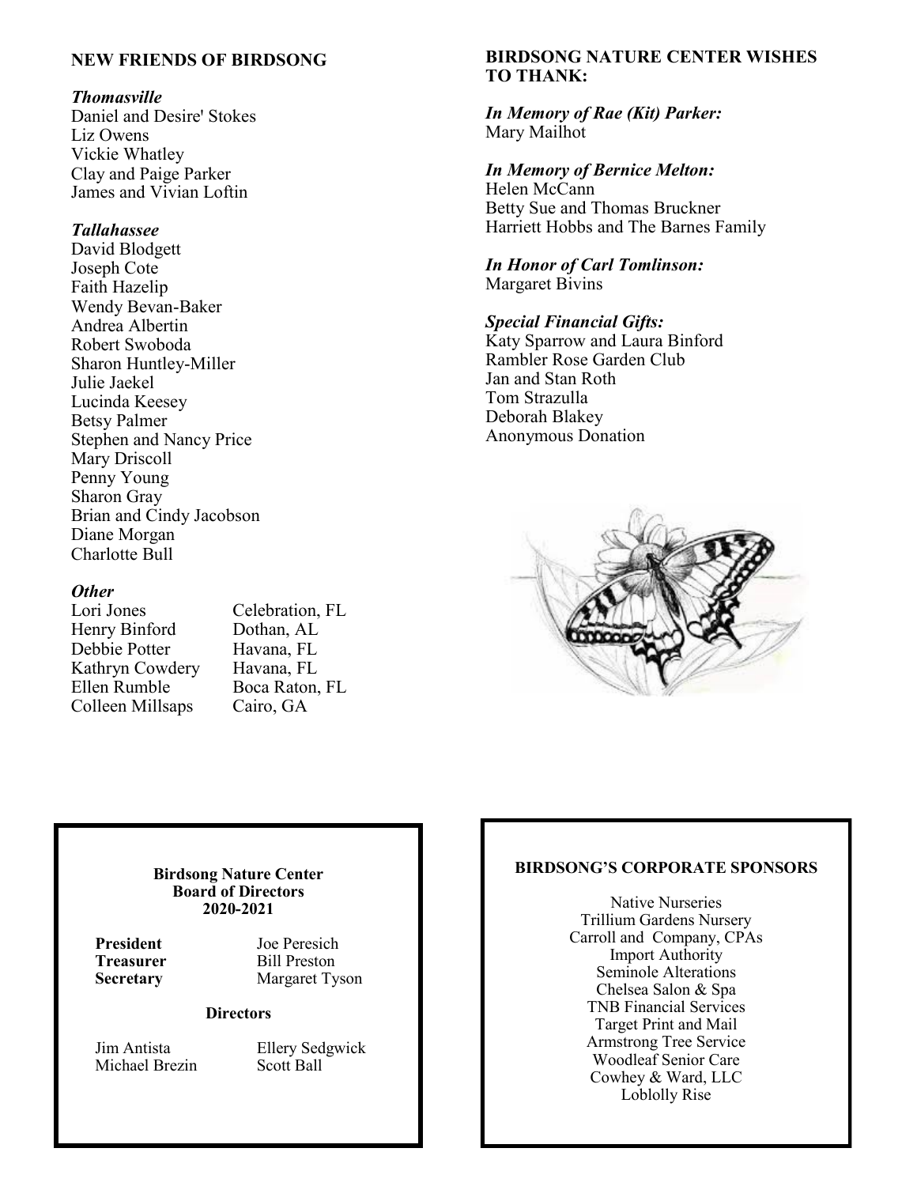## NEW FRIENDS OF BIRDSONG

***Thomasville***

Daniel and Desire' Stokes
Liz Owens
Vickie Whatley
Clay and Paige Parker
James and Vivian Loftin

***Tallahassee***

David Blodgett
Joseph Cote
Faith Hazelip
Wendy Bevan-Baker
Andrea Albertin
Robert Swoboda
Sharon Huntley-Miller
Julie Jaekel
Lucinda Keesey
Betsy Palmer
Stephen and Nancy Price
Mary Driscoll
Penny Young
Sharon Gray
Brian and Cindy Jacobson
Diane Morgan
Charlotte Bull

***Other***

| | |
|---|---|
| Lori Jones | Celebration, FL |
| Henry Binford | Dothan, AL |
| Debbie Potter | Havana, FL |
| Kathryn Cowdery | Havana, FL |
| Ellen Rumble | Boca Raton, FL |
| Colleen Millsaps | Cairo, GA |

## BIRDSONG NATURE CENTER WISHES TO THANK:

***In Memory of Rae (Kit) Parker:***
Mary Mailhot

***In Memory of Bernice Melton:***
Helen McCann
Betty Sue and Thomas Bruckner
Harriett Hobbs and The Barnes Family

***In Honor of Carl Tomlinson:***
Margaret Bivins

***Special Financial Gifts:***
Katy Sparrow and Laura Binford
Rambler Rose Garden Club
Jan and Stan Roth
Tom Strazulla
Deborah Blakey
Anonymous Donation

**Birdsong Nature Center Board of Directors 2020-2021**

| | |
|---|---|
| **President** | Joe Peresich |
| **Treasurer** | Bill Preston |
| **Secretary** | Margaret Tyson |

**Directors**

| | |
|---|---|
| Jim Antista | Ellery Sedgwick |
| Michael Brezin | Scott Ball |

**BIRDSONG'S CORPORATE SPONSORS**

Native Nurseries
Trillium Gardens Nursery
Carroll and Company, CPAs
Import Authority
Seminole Alterations
Chelsea Salon & Spa
TNB Financial Services
Target Print and Mail
Armstrong Tree Service
Woodleaf Senior Care
Cowhey & Ward, LLC
Loblolly Rise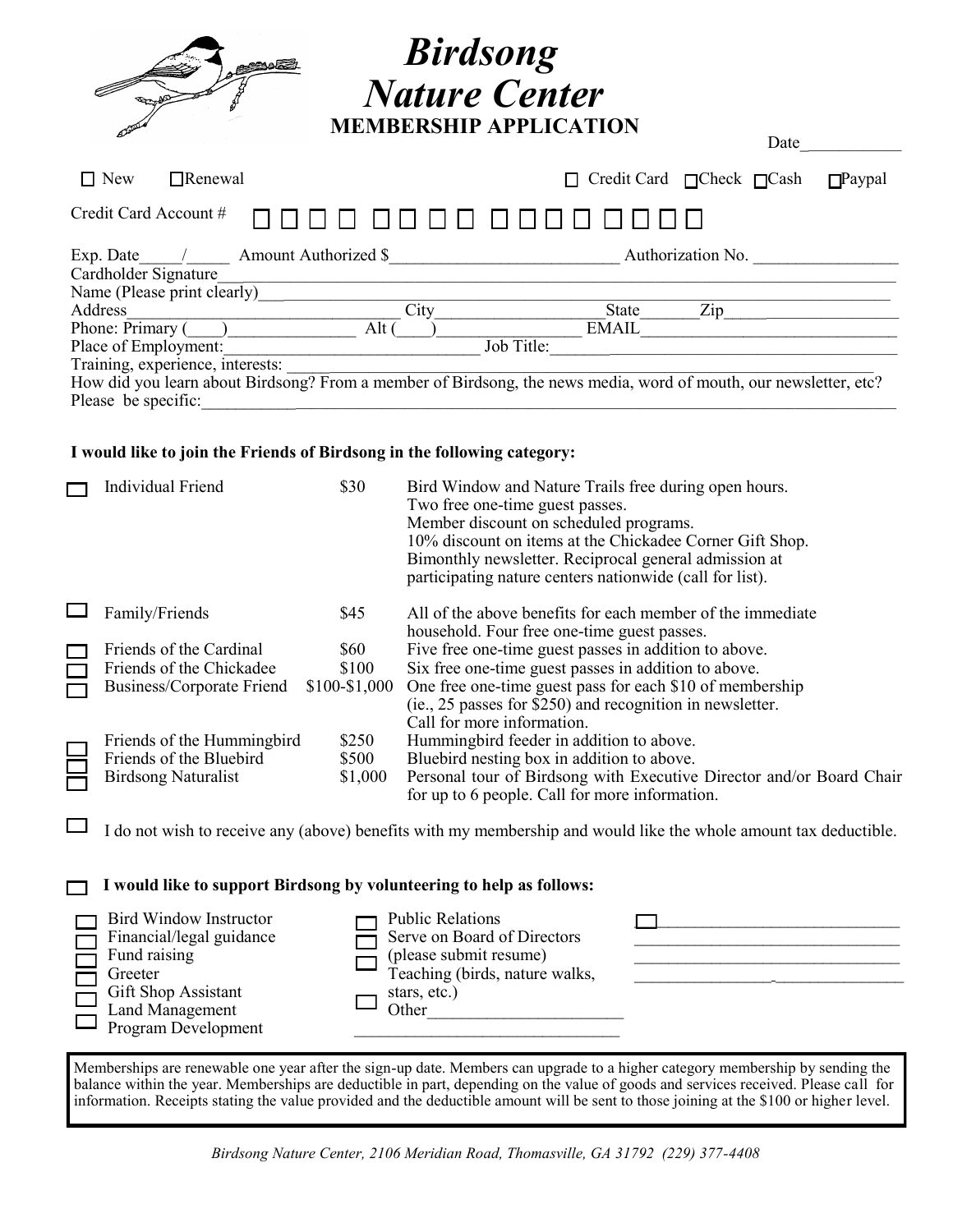# Birdsong Nature Center

## MEMBERSHIP APPLICATION

Date___________

☐ New ☐ Renewal ☐ Credit Card ☐ Check ☐ Cash ☐ Paypal

Credit Card Account # ☐☐☐☐ ☐☐☐☐ ☐☐☐☐ ☐☐☐☐

Exp. Date_____/_____ Amount Authorized $__________________________ Authorization No. ________________

Cardholder Signature_________________________________________________________________________

Name (Please print clearly)_____________________________________________________________________

Address_________________________________ City___________________ State_______ Zip________________

Phone: Primary (____)_______________ Alt (____)_______________ EMAIL______________________________

Place of Employment:_____________________________ Job Title:____________________________________

Training, experience, interests: _________________________________________________________________

How did you learn about Birdsong? From a member of Birdsong, the news media, word of mouth, our newsletter, etc? Please be specific:_____________________________________________________________________________

**I would like to join the Friends of Birdsong in the following category:**

| | Category | Amount | Benefits |
|---|---|---|---|
| ☐ | Individual Friend | $30 | Bird Window and Nature Trails free during open hours. Two free one-time guest passes. Member discount on scheduled programs. 10% discount on items at the Chickadee Corner Gift Shop. Bimonthly newsletter. Reciprocal general admission at participating nature centers nationwide (call for list). |
| ☐ | Family/Friends | $45 | All of the above benefits for each member of the immediate household. Four free one-time guest passes. |
| ☐ | Friends of the Cardinal | $60 | Five free one-time guest passes in addition to above. |
| ☐ | Friends of the Chickadee | $100 | Six free one-time guest passes in addition to above. |
| ☐ | Business/Corporate Friend | $100-$1,000 | One free one-time guest pass for each $10 of membership (ie., 25 passes for $250) and recognition in newsletter. Call for more information. |
| ☐ | Friends of the Hummingbird | $250 | Hummingbird feeder in addition to above. |
| ☐ | Friends of the Bluebird | $500 | Bluebird nesting box in addition to above. |
| ☐ | Birdsong Naturalist | $1,000 | Personal tour of Birdsong with Executive Director and/or Board Chair for up to 6 people. Call for more information. |

☐ I do not wish to receive any (above) benefits with my membership and would like the whole amount tax deductible.

☐ **I would like to support Birdsong by volunteering to help as follows:**

- ☐ Bird Window Instructor
- ☐ Financial/legal guidance
- ☐ Fund raising
- ☐ Greeter
- ☐ Gift Shop Assistant
- ☐ Land Management
- ☐ Program Development
- ☐ Public Relations
- ☐ Serve on Board of Directors (please submit resume)
- ☐ Teaching (birds, nature walks, stars, etc.)
- ☐ Other______________________
- ☐ ______________________________

Memberships are renewable one year after the sign-up date. Members can upgrade to a higher category membership by sending the balance within the year. Memberships are deductible in part, depending on the value of goods and services received. Please call for information. Receipts stating the value provided and the deductible amount will be sent to those joining at the $100 or higher level.

*Birdsong Nature Center, 2106 Meridian Road, Thomasville, GA 31792 (229) 377-4408*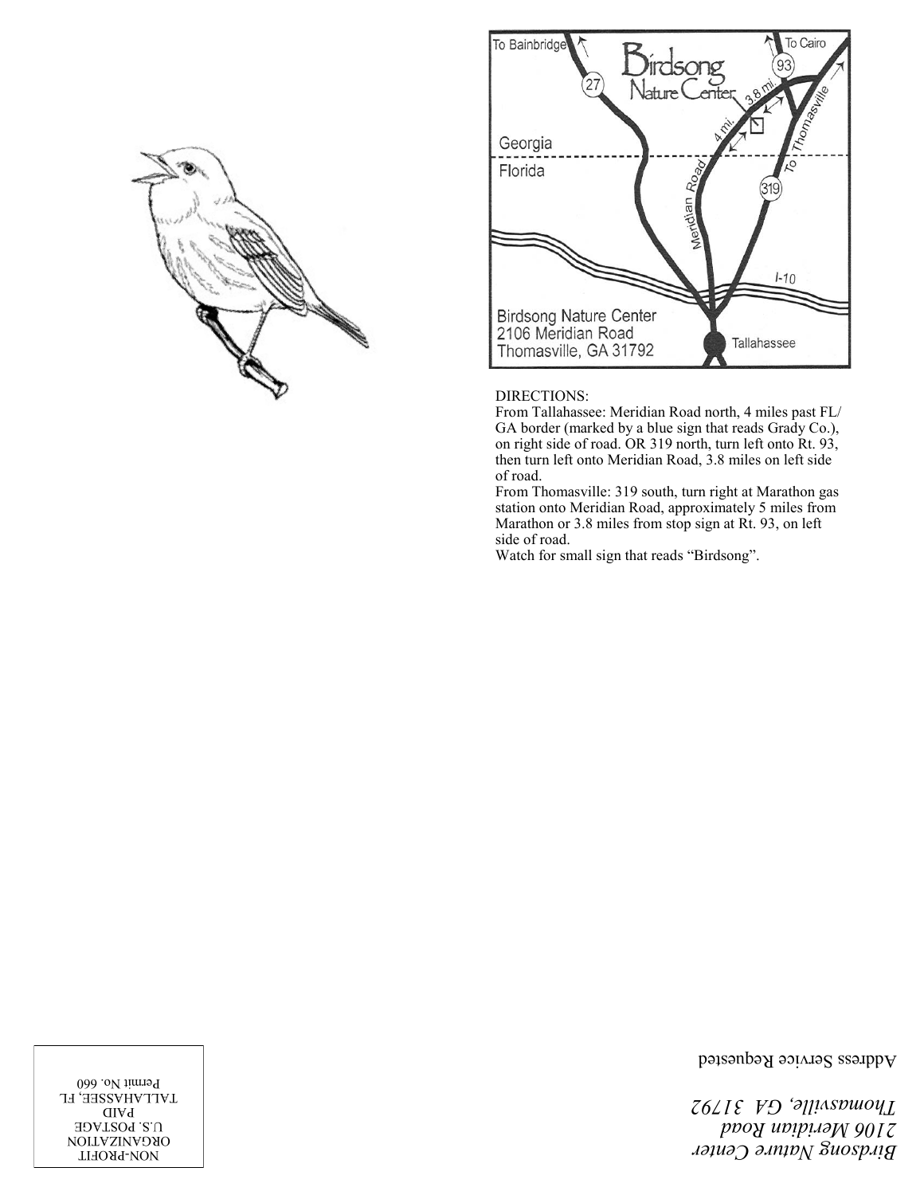To Bainbridge

To Cairo

Birdsong Nature Center

27

93

3.8 mi.

4 mi.

To Thomasville

Georgia

Florida

Meridian Road

319

I-10

Birdsong Nature Center
2106 Meridian Road
Thomasville, GA 31792

Tallahassee

DIRECTIONS:

From Tallahassee: Meridian Road north, 4 miles past FL/GA border (marked by a blue sign that reads Grady Co.), on right side of road. OR 319 north, turn left onto Rt. 93, then turn left onto Meridian Road, 3.8 miles on left side of road.

From Thomasville: 319 south, turn right at Marathon gas station onto Meridian Road, approximately 5 miles from Marathon or 3.8 miles from stop sign at Rt. 93, on left side of road.

Watch for small sign that reads "Birdsong".

*Birdsong Nature Center*
*2106 Meridian Road*
*Thomasville, GA 31792*

Address Service Requested

NON-PROFIT
ORGANIZATION
U.S. POSTAGE
PAID
TALLAHASSEE, FL
Permit No. 660